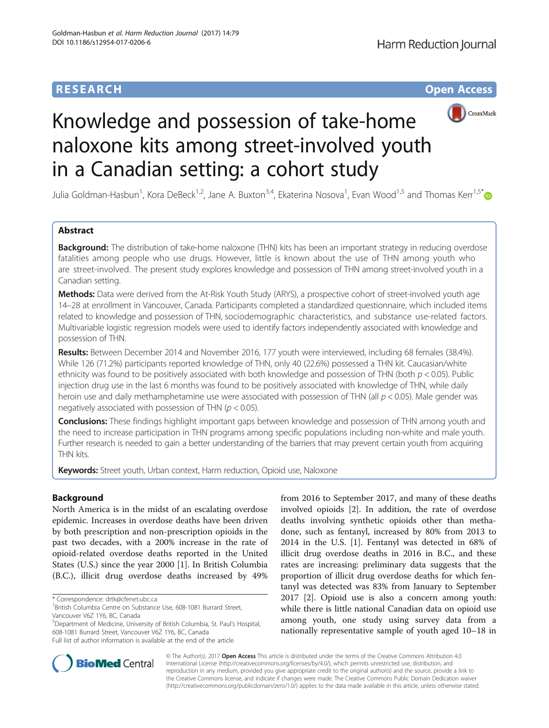RESEARCH Open Access

# Knowledge and possession of take-home naloxone kits among street-involved youth in a Canadian setting: a cohort study

Julia Goldman-Hasbun[1], Kora DeBeck[1,2], Jane A. Buxton[3,4], Ekaterina Nosova[1], Evan Wood[1,5] and Thomas Kerr[1,5*]

## Abstract

**Background:** The distribution of take-home naloxone (THN) kits has been an important strategy in reducing overdose fatalities among people who use drugs. However, little is known about the use of THN among youth who are street-involved. The present study explores knowledge and possession of THN among street-involved youth in a Canadian setting.

**Methods:** Data were derived from the At-Risk Youth Study (ARYS), a prospective cohort of street-involved youth age 14–28 at enrollment in Vancouver, Canada. Participants completed a standardized questionnaire, which included items related to knowledge and possession of THN, sociodemographic characteristics, and substance use-related factors. Multivariable logistic regression models were used to identify factors independently associated with knowledge and possession of THN.

**Results:** Between December 2014 and November 2016, 177 youth were interviewed, including 68 females (38.4%). While 126 (71.2%) participants reported knowledge of THN, only 40 (22.6%) possessed a THN kit. Caucasian/white ethnicity was found to be positively associated with both knowledge and possession of THN (both $p < 0.05$). Public injection drug use in the last 6 months was found to be positively associated with knowledge of THN, while daily heroin use and daily methamphetamine use were associated with possession of THN (all $p < 0.05$). Male gender was negatively associated with possession of THN ($p < 0.05$).

**Conclusions:** These findings highlight important gaps between knowledge and possession of THN among youth and the need to increase participation in THN programs among specific populations including non-white and male youth. Further research is needed to gain a better understanding of the barriers that may prevent certain youth from acquiring THN kits.

**Keywords:** Street youth, Urban context, Harm reduction, Opioid use, Naloxone

## Background

North America is in the midst of an escalating overdose epidemic. Increases in overdose deaths have been driven by both prescription and non-prescription opioids in the past two decades, with a 200% increase in the rate of opioid-related overdose deaths reported in the United States (U.S.) since the year 2000 [1]. In British Columbia (B.C.), illicit drug overdose deaths increased by 49% from 2016 to September 2017, and many of these deaths involved opioids [2]. In addition, the rate of overdose deaths involving synthetic opioids other than methadone, such as fentanyl, increased by 80% from 2013 to 2014 in the U.S. [1]. Fentanyl was detected in 68% of illicit drug overdose deaths in 2016 in B.C., and these rates are increasing: preliminary data suggests that the proportion of illicit drug overdose deaths for which fentanyl was detected was 83% from January to September 2017 [2]. Opioid use is also a concern among youth: while there is little national Canadian data on opioid use among youth, one study using survey data from a nationally representative sample of youth aged 10–18 in

\* Correspondence: drtk@cfenet.ubc.ca
[1]British Columbia Centre on Substance Use, 608-1081 Burrard Street, Vancouver V6Z 1Y6, BC, Canada
[5]Department of Medicine, University of British Columbia, St. Paul's Hospital, 608-1081 Burrard Street, Vancouver V6Z 1Y6, BC, Canada
Full list of author information is available at the end of the article

© The Author(s). 2017 **Open Access** This article is distributed under the terms of the Creative Commons Attribution 4.0 International License (http://creativecommons.org/licenses/by/4.0/), which permits unrestricted use, distribution, and reproduction in any medium, provided you give appropriate credit to the original author(s) and the source, provide a link to the Creative Commons license, and indicate if changes were made. The Creative Commons Public Domain Dedication waiver (http://creativecommons.org/publicdomain/zero/1.0/) applies to the data made available in this article, unless otherwise stated.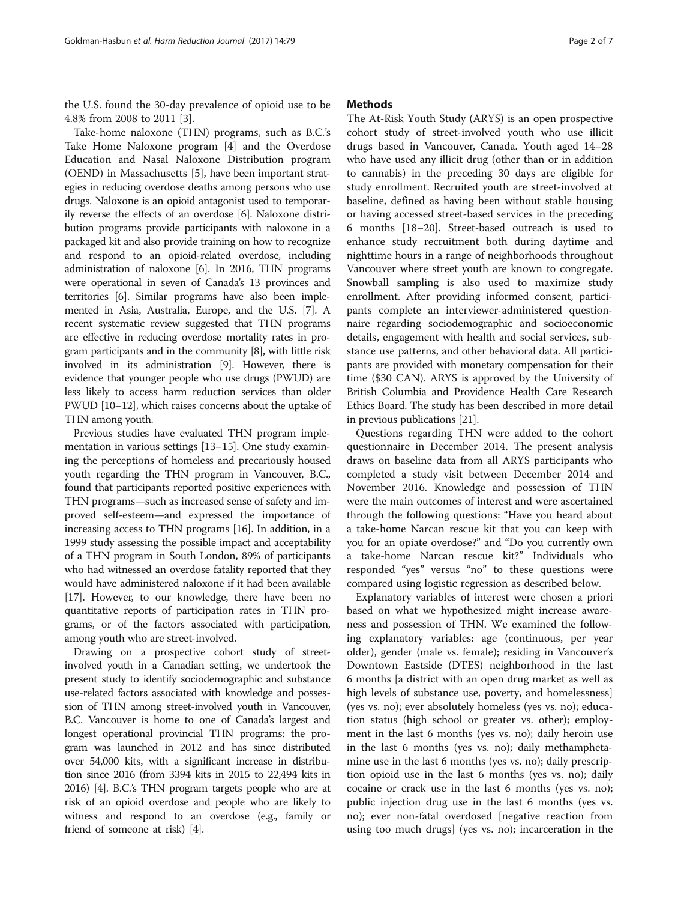the U.S. found the 30-day prevalence of opioid use to be 4.8% from 2008 to 2011 [3].

Take-home naloxone (THN) programs, such as B.C.'s Take Home Naloxone program [4] and the Overdose Education and Nasal Naloxone Distribution program (OEND) in Massachusetts [5], have been important strategies in reducing overdose deaths among persons who use drugs. Naloxone is an opioid antagonist used to temporarily reverse the effects of an overdose [6]. Naloxone distribution programs provide participants with naloxone in a packaged kit and also provide training on how to recognize and respond to an opioid-related overdose, including administration of naloxone [6]. In 2016, THN programs were operational in seven of Canada's 13 provinces and territories [6]. Similar programs have also been implemented in Asia, Australia, Europe, and the U.S. [7]. A recent systematic review suggested that THN programs are effective in reducing overdose mortality rates in program participants and in the community [8], with little risk involved in its administration [9]. However, there is evidence that younger people who use drugs (PWUD) are less likely to access harm reduction services than older PWUD [10–12], which raises concerns about the uptake of THN among youth.

Previous studies have evaluated THN program implementation in various settings [13–15]. One study examining the perceptions of homeless and precariously housed youth regarding the THN program in Vancouver, B.C., found that participants reported positive experiences with THN programs—such as increased sense of safety and improved self-esteem—and expressed the importance of increasing access to THN programs [16]. In addition, in a 1999 study assessing the possible impact and acceptability of a THN program in South London, 89% of participants who had witnessed an overdose fatality reported that they would have administered naloxone if it had been available [17]. However, to our knowledge, there have been no quantitative reports of participation rates in THN programs, or of the factors associated with participation, among youth who are street-involved.

Drawing on a prospective cohort study of street-involved youth in a Canadian setting, we undertook the present study to identify sociodemographic and substance use-related factors associated with knowledge and possession of THN among street-involved youth in Vancouver, B.C. Vancouver is home to one of Canada's largest and longest operational provincial THN programs: the program was launched in 2012 and has since distributed over 54,000 kits, with a significant increase in distribution since 2016 (from 3394 kits in 2015 to 22,494 kits in 2016) [4]. B.C.'s THN program targets people who are at risk of an opioid overdose and people who are likely to witness and respond to an overdose (e.g., family or friend of someone at risk) [4].

## Methods

The At-Risk Youth Study (ARYS) is an open prospective cohort study of street-involved youth who use illicit drugs based in Vancouver, Canada. Youth aged 14–28 who have used any illicit drug (other than or in addition to cannabis) in the preceding 30 days are eligible for study enrollment. Recruited youth are street-involved at baseline, defined as having been without stable housing or having accessed street-based services in the preceding 6 months [18–20]. Street-based outreach is used to enhance study recruitment both during daytime and nighttime hours in a range of neighborhoods throughout Vancouver where street youth are known to congregate. Snowball sampling is also used to maximize study enrollment. After providing informed consent, participants complete an interviewer-administered questionnaire regarding sociodemographic and socioeconomic details, engagement with health and social services, substance use patterns, and other behavioral data. All participants are provided with monetary compensation for their time ($30 CAN). ARYS is approved by the University of British Columbia and Providence Health Care Research Ethics Board. The study has been described in more detail in previous publications [21].

Questions regarding THN were added to the cohort questionnaire in December 2014. The present analysis draws on baseline data from all ARYS participants who completed a study visit between December 2014 and November 2016. Knowledge and possession of THN were the main outcomes of interest and were ascertained through the following questions: "Have you heard about a take-home Narcan rescue kit that you can keep with you for an opiate overdose?" and "Do you currently own a take-home Narcan rescue kit?" Individuals who responded "yes" versus "no" to these questions were compared using logistic regression as described below.

Explanatory variables of interest were chosen a priori based on what we hypothesized might increase awareness and possession of THN. We examined the following explanatory variables: age (continuous, per year older), gender (male vs. female); residing in Vancouver's Downtown Eastside (DTES) neighborhood in the last 6 months [a district with an open drug market as well as high levels of substance use, poverty, and homelessness] (yes vs. no); ever absolutely homeless (yes vs. no); education status (high school or greater vs. other); employment in the last 6 months (yes vs. no); daily heroin use in the last 6 months (yes vs. no); daily methamphetamine use in the last 6 months (yes vs. no); daily prescription opioid use in the last 6 months (yes vs. no); daily cocaine or crack use in the last 6 months (yes vs. no); public injection drug use in the last 6 months (yes vs. no); ever non-fatal overdosed [negative reaction from using too much drugs] (yes vs. no); incarceration in the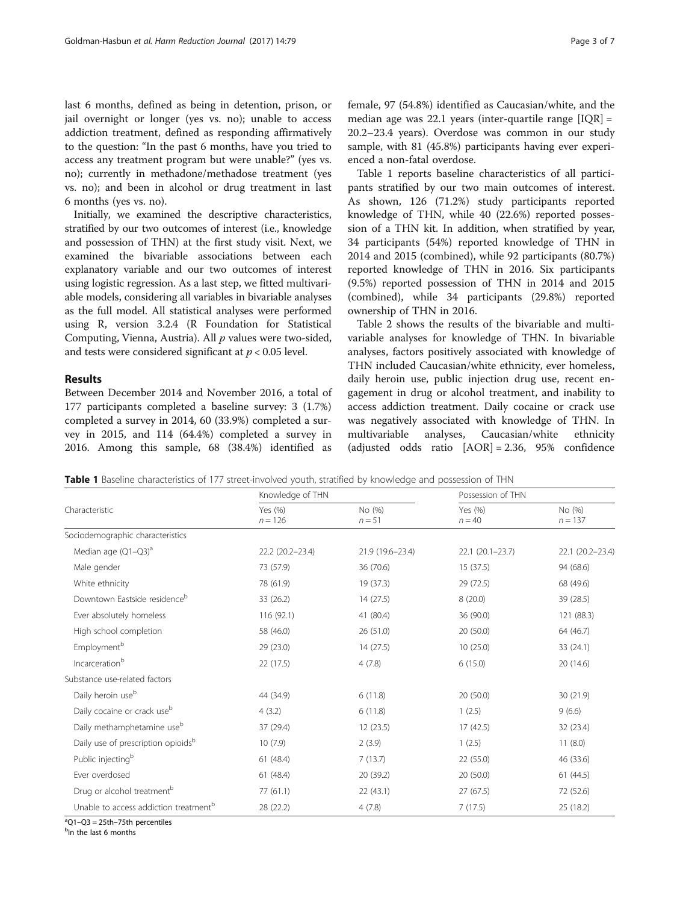last 6 months, defined as being in detention, prison, or jail overnight or longer (yes vs. no); unable to access addiction treatment, defined as responding affirmatively to the question: "In the past 6 months, have you tried to access any treatment program but were unable?" (yes vs. no); currently in methadone/methadose treatment (yes vs. no); and been in alcohol or drug treatment in last 6 months (yes vs. no).

Initially, we examined the descriptive characteristics, stratified by our two outcomes of interest (i.e., knowledge and possession of THN) at the first study visit. Next, we examined the bivariable associations between each explanatory variable and our two outcomes of interest using logistic regression. As a last step, we fitted multivariable models, considering all variables in bivariable analyses as the full model. All statistical analyses were performed using R, version 3.2.4 (R Foundation for Statistical Computing, Vienna, Austria). All *p* values were two-sided, and tests were considered significant at $p < 0.05$ level.

## Results

Between December 2014 and November 2016, a total of 177 participants completed a baseline survey: 3 (1.7%) completed a survey in 2014, 60 (33.9%) completed a survey in 2015, and 114 (64.4%) completed a survey in 2016. Among this sample, 68 (38.4%) identified as female, 97 (54.8%) identified as Caucasian/white, and the median age was 22.1 years (inter-quartile range [IQR] = 20.2–23.4 years). Overdose was common in our study sample, with 81 (45.8%) participants having ever experienced a non-fatal overdose.

Table 1 reports baseline characteristics of all participants stratified by our two main outcomes of interest. As shown, 126 (71.2%) study participants reported knowledge of THN, while 40 (22.6%) reported possession of a THN kit. In addition, when stratified by year, 34 participants (54%) reported knowledge of THN in 2014 and 2015 (combined), while 92 participants (80.7%) reported knowledge of THN in 2016. Six participants (9.5%) reported possession of THN in 2014 and 2015 (combined), while 34 participants (29.8%) reported ownership of THN in 2016.

Table 2 shows the results of the bivariable and multivariable analyses for knowledge of THN. In bivariable analyses, factors positively associated with knowledge of THN included Caucasian/white ethnicity, ever homeless, daily heroin use, public injection drug use, recent engagement in drug or alcohol treatment, and inability to access addiction treatment. Daily cocaine or crack use was negatively associated with knowledge of THN. In multivariable analyses, Caucasian/white ethnicity (adjusted odds ratio [AOR] = 2.36, 95% confidence

**Table 1** Baseline characteristics of 177 street-involved youth, stratified by knowledge and possession of THN

| Characteristic | Knowledge of THN | | Possession of THN | |
|---|---|---|---|---|
| | Yes (%) $n = 126$ | No (%) $n = 51$ | Yes (%) $n = 40$ | No (%) $n = 137$ |
| Sociodemographic characteristics | | | | |
| Median age (Q1–Q3)[a] | 22.2 (20.2–23.4) | 21.9 (19.6–23.4) | 22.1 (20.1–23.7) | 22.1 (20.2–23.4) |
| Male gender | 73 (57.9) | 36 (70.6) | 15 (37.5) | 94 (68.6) |
| White ethnicity | 78 (61.9) | 19 (37.3) | 29 (72.5) | 68 (49.6) |
| Downtown Eastside residence[b] | 33 (26.2) | 14 (27.5) | 8 (20.0) | 39 (28.5) |
| Ever absolutely homeless | 116 (92.1) | 41 (80.4) | 36 (90.0) | 121 (88.3) |
| High school completion | 58 (46.0) | 26 (51.0) | 20 (50.0) | 64 (46.7) |
| Employment[b] | 29 (23.0) | 14 (27.5) | 10 (25.0) | 33 (24.1) |
| Incarceration[b] | 22 (17.5) | 4 (7.8) | 6 (15.0) | 20 (14.6) |
| Substance use-related factors | | | | |
| Daily heroin use[b] | 44 (34.9) | 6 (11.8) | 20 (50.0) | 30 (21.9) |
| Daily cocaine or crack use[b] | 4 (3.2) | 6 (11.8) | 1 (2.5) | 9 (6.6) |
| Daily methamphetamine use[b] | 37 (29.4) | 12 (23.5) | 17 (42.5) | 32 (23.4) |
| Daily use of prescription opioids[b] | 10 (7.9) | 2 (3.9) | 1 (2.5) | 11 (8.0) |
| Public injecting[b] | 61 (48.4) | 7 (13.7) | 22 (55.0) | 46 (33.6) |
| Ever overdosed | 61 (48.4) | 20 (39.2) | 20 (50.0) | 61 (44.5) |
| Drug or alcohol treatment[b] | 77 (61.1) | 22 (43.1) | 27 (67.5) | 72 (52.6) |
| Unable to access addiction treatment[b] | 28 (22.2) | 4 (7.8) | 7 (17.5) | 25 (18.2) |

[a]Q1–Q3 = 25th–75th percentiles
[b]In the last 6 months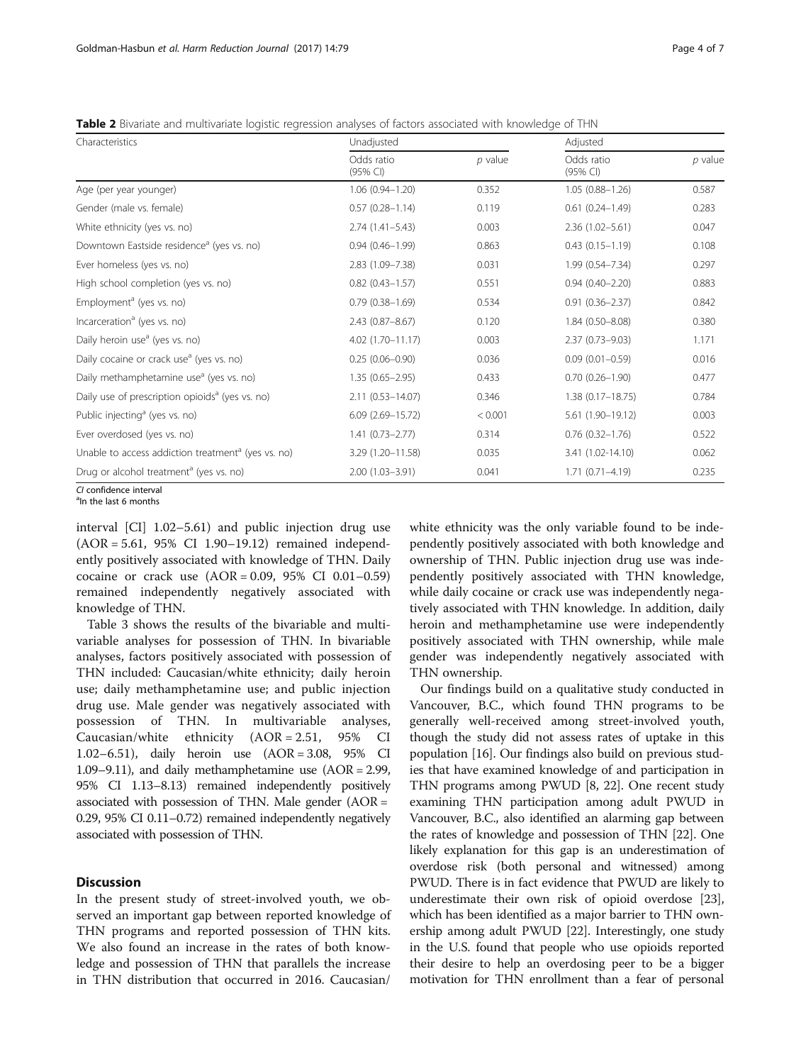**Table 2** Bivariate and multivariate logistic regression analyses of factors associated with knowledge of THN

| Characteristics | Unadjusted | | Adjusted | |
|---|---|---|---|---|
| | Odds ratio (95% CI) | *p* value | Odds ratio (95% CI) | *p* value |
| Age (per year younger) | 1.06 (0.94–1.20) | 0.352 | 1.05 (0.88–1.26) | 0.587 |
| Gender (male vs. female) | 0.57 (0.28–1.14) | 0.119 | 0.61 (0.24–1.49) | 0.283 |
| White ethnicity (yes vs. no) | 2.74 (1.41–5.43) | 0.003 | 2.36 (1.02–5.61) | 0.047 |
| Downtown Eastside residence[a] (yes vs. no) | 0.94 (0.46–1.99) | 0.863 | 0.43 (0.15–1.19) | 0.108 |
| Ever homeless (yes vs. no) | 2.83 (1.09–7.38) | 0.031 | 1.99 (0.54–7.34) | 0.297 |
| High school completion (yes vs. no) | 0.82 (0.43–1.57) | 0.551 | 0.94 (0.40–2.20) | 0.883 |
| Employment[a] (yes vs. no) | 0.79 (0.38–1.69) | 0.534 | 0.91 (0.36–2.37) | 0.842 |
| Incarceration[a] (yes vs. no) | 2.43 (0.87–8.67) | 0.120 | 1.84 (0.50–8.08) | 0.380 |
| Daily heroin use[a] (yes vs. no) | 4.02 (1.70–11.17) | 0.003 | 2.37 (0.73–9.03) | 1.171 |
| Daily cocaine or crack use[a] (yes vs. no) | 0.25 (0.06–0.90) | 0.036 | 0.09 (0.01–0.59) | 0.016 |
| Daily methamphetamine use[a] (yes vs. no) | 1.35 (0.65–2.95) | 0.433 | 0.70 (0.26–1.90) | 0.477 |
| Daily use of prescription opioids[a] (yes vs. no) | 2.11 (0.53–14.07) | 0.346 | 1.38 (0.17–18.75) | 0.784 |
| Public injecting[a] (yes vs. no) | 6.09 (2.69–15.72) | < 0.001 | 5.61 (1.90–19.12) | 0.003 |
| Ever overdosed (yes vs. no) | 1.41 (0.73–2.77) | 0.314 | 0.76 (0.32–1.76) | 0.522 |
| Unable to access addiction treatment[a] (yes vs. no) | 3.29 (1.20–11.58) | 0.035 | 3.41 (1.02-14.10) | 0.062 |
| Drug or alcohol treatment[a] (yes vs. no) | 2.00 (1.03–3.91) | 0.041 | 1.71 (0.71–4.19) | 0.235 |

*CI* confidence interval
[a]In the last 6 months

interval [CI] 1.02–5.61) and public injection drug use (AOR = 5.61, 95% CI 1.90–19.12) remained independently positively associated with knowledge of THN. Daily cocaine or crack use (AOR = 0.09, 95% CI 0.01–0.59) remained independently negatively associated with knowledge of THN.

Table 3 shows the results of the bivariable and multivariable analyses for possession of THN. In bivariable analyses, factors positively associated with possession of THN included: Caucasian/white ethnicity; daily heroin use; daily methamphetamine use; and public injection drug use. Male gender was negatively associated with possession of THN. In multivariable analyses, Caucasian/white ethnicity (AOR = 2.51, 95% CI 1.02–6.51), daily heroin use (AOR = 3.08, 95% CI 1.09–9.11), and daily methamphetamine use (AOR = 2.99, 95% CI 1.13–8.13) remained independently positively associated with possession of THN. Male gender (AOR = 0.29, 95% CI 0.11–0.72) remained independently negatively associated with possession of THN.

## Discussion

In the present study of street-involved youth, we observed an important gap between reported knowledge of THN programs and reported possession of THN kits. We also found an increase in the rates of both knowledge and possession of THN that parallels the increase in THN distribution that occurred in 2016. Caucasian/white ethnicity was the only variable found to be independently positively associated with both knowledge and ownership of THN. Public injection drug use was independently positively associated with THN knowledge, while daily cocaine or crack use was independently negatively associated with THN knowledge. In addition, daily heroin and methamphetamine use were independently positively associated with THN ownership, while male gender was independently negatively associated with THN ownership.

Our findings build on a qualitative study conducted in Vancouver, B.C., which found THN programs to be generally well-received among street-involved youth, though the study did not assess rates of uptake in this population [16]. Our findings also build on previous studies that have examined knowledge of and participation in THN programs among PWUD [8, 22]. One recent study examining THN participation among adult PWUD in Vancouver, B.C., also identified an alarming gap between the rates of knowledge and possession of THN [22]. One likely explanation for this gap is an underestimation of overdose risk (both personal and witnessed) among PWUD. There is in fact evidence that PWUD are likely to underestimate their own risk of opioid overdose [23], which has been identified as a major barrier to THN ownership among adult PWUD [22]. Interestingly, one study in the U.S. found that people who use opioids reported their desire to help an overdosing peer to be a bigger motivation for THN enrollment than a fear of personal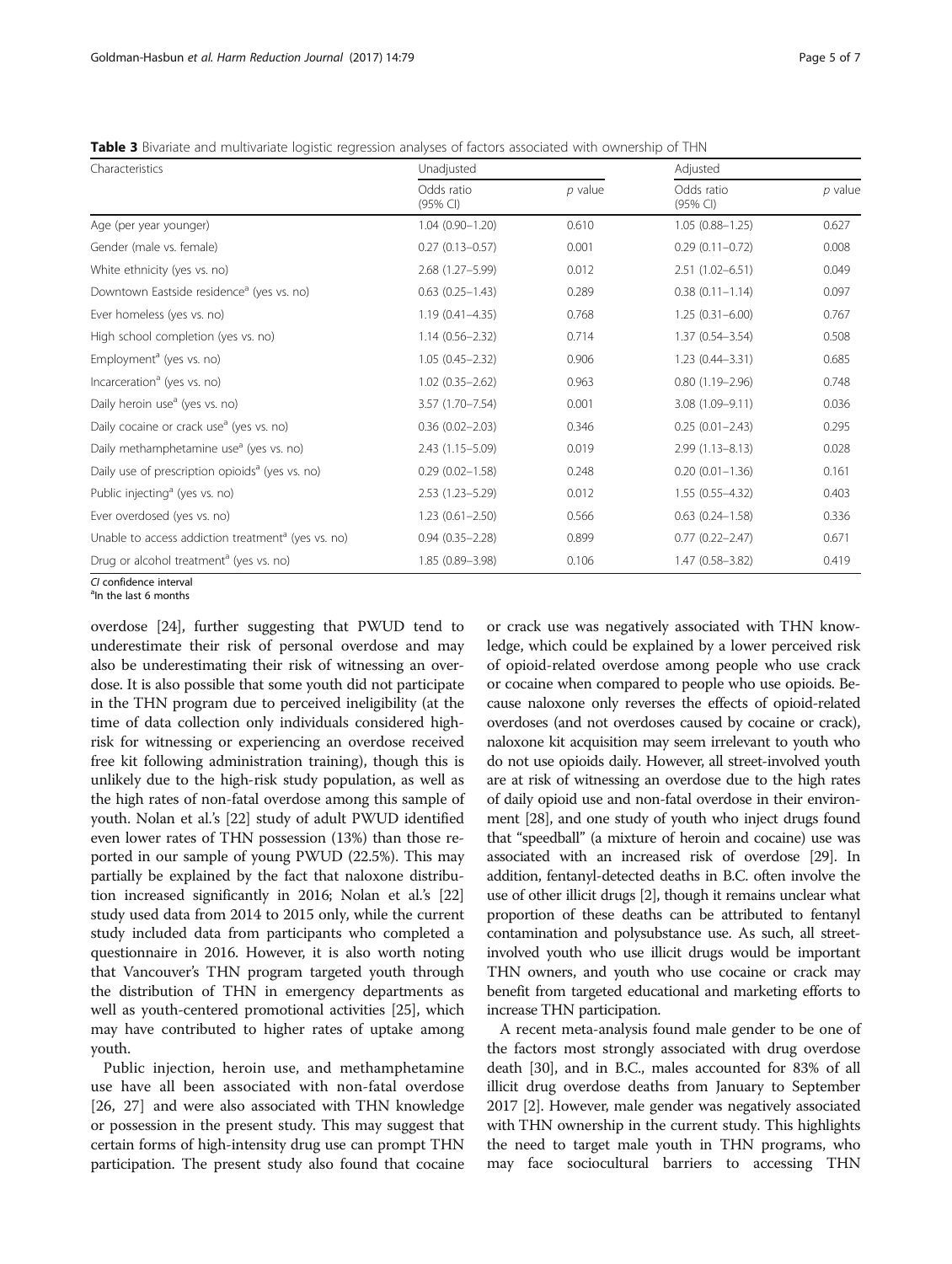**Table 3** Bivariate and multivariate logistic regression analyses of factors associated with ownership of THN

| Characteristics | Unadjusted | | Adjusted | |
|---|---|---|---|---|
| | Odds ratio (95% CI) | *p* value | Odds ratio (95% CI) | *p* value |
| Age (per year younger) | 1.04 (0.90–1.20) | 0.610 | 1.05 (0.88–1.25) | 0.627 |
| Gender (male vs. female) | 0.27 (0.13–0.57) | 0.001 | 0.29 (0.11–0.72) | 0.008 |
| White ethnicity (yes vs. no) | 2.68 (1.27–5.99) | 0.012 | 2.51 (1.02–6.51) | 0.049 |
| Downtown Eastside residence[a] (yes vs. no) | 0.63 (0.25–1.43) | 0.289 | 0.38 (0.11–1.14) | 0.097 |
| Ever homeless (yes vs. no) | 1.19 (0.41–4.35) | 0.768 | 1.25 (0.31–6.00) | 0.767 |
| High school completion (yes vs. no) | 1.14 (0.56–2.32) | 0.714 | 1.37 (0.54–3.54) | 0.508 |
| Employment[a] (yes vs. no) | 1.05 (0.45–2.32) | 0.906 | 1.23 (0.44–3.31) | 0.685 |
| Incarceration[a] (yes vs. no) | 1.02 (0.35–2.62) | 0.963 | 0.80 (1.19–2.96) | 0.748 |
| Daily heroin use[a] (yes vs. no) | 3.57 (1.70–7.54) | 0.001 | 3.08 (1.09–9.11) | 0.036 |
| Daily cocaine or crack use[a] (yes vs. no) | 0.36 (0.02–2.03) | 0.346 | 0.25 (0.01–2.43) | 0.295 |
| Daily methamphetamine use[a] (yes vs. no) | 2.43 (1.15–5.09) | 0.019 | 2.99 (1.13–8.13) | 0.028 |
| Daily use of prescription opioids[a] (yes vs. no) | 0.29 (0.02–1.58) | 0.248 | 0.20 (0.01–1.36) | 0.161 |
| Public injecting[a] (yes vs. no) | 2.53 (1.23–5.29) | 0.012 | 1.55 (0.55–4.32) | 0.403 |
| Ever overdosed (yes vs. no) | 1.23 (0.61–2.50) | 0.566 | 0.63 (0.24–1.58) | 0.336 |
| Unable to access addiction treatment[a] (yes vs. no) | 0.94 (0.35–2.28) | 0.899 | 0.77 (0.22–2.47) | 0.671 |
| Drug or alcohol treatment[a] (yes vs. no) | 1.85 (0.89–3.98) | 0.106 | 1.47 (0.58–3.82) | 0.419 |

*CI* confidence interval
[a]In the last 6 months

overdose [24], further suggesting that PWUD tend to underestimate their risk of personal overdose and may also be underestimating their risk of witnessing an overdose. It is also possible that some youth did not participate in the THN program due to perceived ineligibility (at the time of data collection only individuals considered high-risk for witnessing or experiencing an overdose received free kit following administration training), though this is unlikely due to the high-risk study population, as well as the high rates of non-fatal overdose among this sample of youth. Nolan et al.'s [22] study of adult PWUD identified even lower rates of THN possession (13%) than those reported in our sample of young PWUD (22.5%). This may partially be explained by the fact that naloxone distribution increased significantly in 2016; Nolan et al.'s [22] study used data from 2014 to 2015 only, while the current study included data from participants who completed a questionnaire in 2016. However, it is also worth noting that Vancouver's THN program targeted youth through the distribution of THN in emergency departments as well as youth-centered promotional activities [25], which may have contributed to higher rates of uptake among youth.

Public injection, heroin use, and methamphetamine use have all been associated with non-fatal overdose [26, 27] and were also associated with THN knowledge or possession in the present study. This may suggest that certain forms of high-intensity drug use can prompt THN participation. The present study also found that cocaine or crack use was negatively associated with THN knowledge, which could be explained by a lower perceived risk of opioid-related overdose among people who use crack or cocaine when compared to people who use opioids. Because naloxone only reverses the effects of opioid-related overdoses (and not overdoses caused by cocaine or crack), naloxone kit acquisition may seem irrelevant to youth who do not use opioids daily. However, all street-involved youth are at risk of witnessing an overdose due to the high rates of daily opioid use and non-fatal overdose in their environment [28], and one study of youth who inject drugs found that "speedball" (a mixture of heroin and cocaine) use was associated with an increased risk of overdose [29]. In addition, fentanyl-detected deaths in B.C. often involve the use of other illicit drugs [2], though it remains unclear what proportion of these deaths can be attributed to fentanyl contamination and polysubstance use. As such, all street-involved youth who use illicit drugs would be important THN owners, and youth who use cocaine or crack may benefit from targeted educational and marketing efforts to increase THN participation.

A recent meta-analysis found male gender to be one of the factors most strongly associated with drug overdose death [30], and in B.C., males accounted for 83% of all illicit drug overdose deaths from January to September 2017 [2]. However, male gender was negatively associated with THN ownership in the current study. This highlights the need to target male youth in THN programs, who may face sociocultural barriers to accessing THN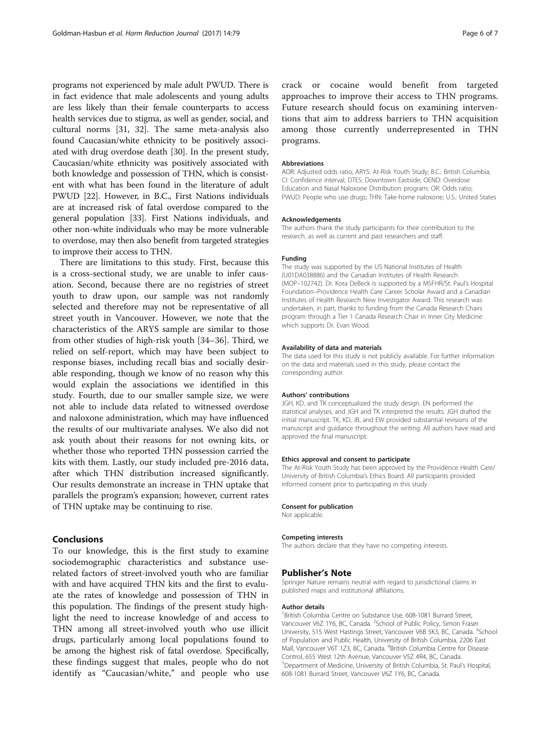programs not experienced by male adult PWUD. There is in fact evidence that male adolescents and young adults are less likely than their female counterparts to access health services due to stigma, as well as gender, social, and cultural norms [31, 32]. The same meta-analysis also found Caucasian/white ethnicity to be positively associated with drug overdose death [30]. In the present study, Caucasian/white ethnicity was positively associated with both knowledge and possession of THN, which is consistent with what has been found in the literature of adult PWUD [22]. However, in B.C., First Nations individuals are at increased risk of fatal overdose compared to the general population [33]. First Nations individuals, and other non-white individuals who may be more vulnerable to overdose, may then also benefit from targeted strategies to improve their access to THN.

There are limitations to this study. First, because this is a cross-sectional study, we are unable to infer causation. Second, because there are no registries of street youth to draw upon, our sample was not randomly selected and therefore may not be representative of all street youth in Vancouver. However, we note that the characteristics of the ARYS sample are similar to those from other studies of high-risk youth [34–36]. Third, we relied on self-report, which may have been subject to response biases, including recall bias and socially desirable responding, though we know of no reason why this would explain the associations we identified in this study. Fourth, due to our smaller sample size, we were not able to include data related to witnessed overdose and naloxone administration, which may have influenced the results of our multivariate analyses. We also did not ask youth about their reasons for not owning kits, or whether those who reported THN possession carried the kits with them. Lastly, our study included pre-2016 data, after which THN distribution increased significantly. Our results demonstrate an increase in THN uptake that parallels the program's expansion; however, current rates of THN uptake may be continuing to rise.

## Conclusions

To our knowledge, this is the first study to examine sociodemographic characteristics and substance use-related factors of street-involved youth who are familiar with and have acquired THN kits and the first to evaluate the rates of knowledge and possession of THN in this population. The findings of the present study highlight the need to increase knowledge of and access to THN among all street-involved youth who use illicit drugs, particularly among local populations found to be among the highest risk of fatal overdose. Specifically, these findings suggest that males, people who do not identify as "Caucasian/white," and people who use crack or cocaine would benefit from targeted approaches to improve their access to THN programs. Future research should focus on examining interventions that aim to address barriers to THN acquisition among those currently underrepresented in THN programs.

#### Abbreviations

AOR: Adjusted odds ratio; ARYS: At-Risk Youth Study; B.C.: British Columbia; CI: Confidence interval; DTES: Downtown Eastside; OEND: Overdose Education and Nasal Naloxone Distribution program; OR: Odds ratio; PWUD: People who use drugs; THN: Take-home naloxone; U.S.: United States

#### Acknowledgements

The authors thank the study participants for their contribution to the research, as well as current and past researchers and staff.

#### Funding

The study was supported by the US National Institutes of Health (U01DA038886) and the Canadian Institutes of Health Research (MOP–102742). Dr. Kora DeBeck is supported by a MSFHR/St. Paul's Hospital Foundation–Providence Health Care Career Scholar Award and a Canadian Institutes of Health Research New Investigator Award. This research was undertaken, in part, thanks to funding from the Canada Research Chairs program through a Tier 1 Canada Research Chair in Inner City Medicine which supports Dr. Evan Wood.

#### Availability of data and materials

The data used for this study is not publicly available. For further information on the data and materials used in this study, please contact the corresponding author.

#### Authors' contributions

JGH, KD, and TK conceptualized the study design. EN performed the statistical analyses, and JGH and TK interpreted the results. JGH drafted the initial manuscript. TK, KD, JB, and EW provided substantial revisions of the manuscript and guidance throughout the writing. All authors have read and approved the final manuscript.

#### Ethics approval and consent to participate

The At-Risk Youth Study has been approved by the Providence Health Care/University of British Columbia's Ethics Board. All participants provided informed consent prior to participating in this study.

#### Consent for publication

Not applicable.

#### Competing interests

The authors declare that they have no competing interests.

## Publisher's Note

Springer Nature remains neutral with regard to jurisdictional claims in published maps and institutional affiliations.

#### Author details

[1]British Columbia Centre on Substance Use, 608-1081 Burrard Street, Vancouver V6Z 1Y6, BC, Canada. [2]School of Public Policy, Simon Fraser University, 515 West Hastings Street, Vancouver V6B 5K3, BC, Canada. [3]School of Population and Public Health, University of British Columbia, 2206 East Mall, Vancouver V6T 1Z3, BC, Canada. [4]British Columbia Centre for Disease Control, 655 West 12th Avenue, Vancouver V5Z 4R4, BC, Canada. [5]Department of Medicine, University of British Columbia, St. Paul's Hospital, 608-1081 Burrard Street, Vancouver V6Z 1Y6, BC, Canada.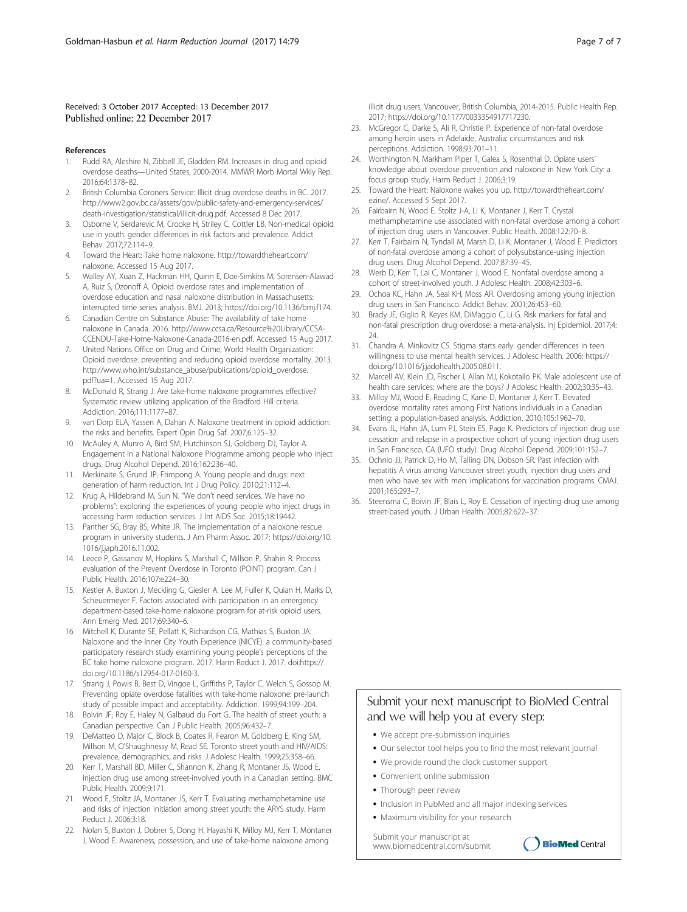Received: 3 October 2017 Accepted: 13 December 2017
Published online: 22 December 2017

## References

1. Rudd RA, Aleshire N, Zibbell JE, Gladden RM. Increases in drug and opioid overdose deaths—United States, 2000-2014. MMWR Morb Mortal Wkly Rep. 2016;64:1378–82.
2. British Columbia Coroners Service: Illicit drug overdose deaths in BC. 2017. http://www2.gov.bc.ca/assets/gov/public-safety-and-emergency-services/death-investigation/statistical/illicit-drug.pdf. Accessed 8 Dec 2017.
3. Osborne V, Serdarevic M, Crooke H, Striley C, Cottler LB. Non-medical opioid use in youth: gender differences in risk factors and prevalence. Addict Behav. 2017;72:114–9.
4. Toward the Heart: Take home naloxone. http://towardtheheart.com/naloxone. Accessed 15 Aug 2017.
5. Walley AY, Xuan Z, Hackman HH, Quinn E, Doe-Simkins M, Sorensen-Alawad A, Ruiz S, Ozonoff A. Opioid overdose rates and implementation of overdose education and nasal naloxone distribution in Massachusetts: interrupted time series analysis. BMJ. 2013; https://doi.org/10.1136/bmj.f174.
6. Canadian Centre on Substance Abuse: The availability of take home naloxone in Canada. 2016. http://www.ccsa.ca/Resource%20Library/CCSA-CCENDU-Take-Home-Naloxone-Canada-2016-en.pdf. Accessed 15 Aug 2017.
7. United Nations Office on Drug and Crime, World Health Organization: Opioid overdose: preventing and reducing opioid overdose mortality. 2013. http://www.who.int/substance_abuse/publications/opioid_overdose.pdf?ua=1. Accessed 15 Aug 2017.
8. McDonald R, Strang J. Are take-home naloxone programmes effective? Systematic review utilizing application of the Bradford Hill criteria. Addiction. 2016;111:1177–87.
9. van Dorp ELA, Yassen A, Dahan A. Naloxone treatment in opioid addiction: the risks and benefits. Expert Opin Drug Saf. 2007;6:125–32.
10. McAuley A, Munro A, Bird SM, Hutchinson SJ, Goldberg DJ, Taylor A. Engagement in a National Naloxone Programme among people who inject drugs. Drug Alcohol Depend. 2016;162:236–40.
11. Merkinaite S, Grund JP, Frimpong A. Young people and drugs: next generation of harm reduction. Int J Drug Policy. 2010;21:112–4.
12. Krug A, Hildebrand M, Sun N. "We don't need services. We have no problems": exploring the experiences of young people who inject drugs in accessing harm reduction services. J Int AIDS Soc. 2015;18:19442.
13. Panther SG, Bray BS, White JR. The implementation of a naloxone rescue program in university students. J Am Pharm Assoc. 2017; https://doi.org/10.1016/j.japh.2016.11.002.
14. Leece P, Gassanov M, Hopkins S, Marshall C, Millson P, Shahin R. Process evaluation of the Prevent Overdose in Toronto (POINT) program. Can J Public Health. 2016;107:e224–30.
15. Kestler A, Buxton J, Meckling G, Giesler A, Lee M, Fuller K, Quian H, Marks D, Scheuermeyer F. Factors associated with participation in an emergency department-based take-home naloxone program for at-risk opioid users. Ann Emerg Med. 2017;69:340–6.
16. Mitchell K, Durante SE, Pellatt K, Richardson CG, Mathias S, Buxton JA: Naloxone and the Inner City Youth Experience (NICYE): a community-based participatory research study examining young people's perceptions of the BC take home naloxone program. 2017. Harm Reduct J. 2017. doi:https://doi.org/10.1186/s12954-017-0160-3.
17. Strang J, Powis B, Best D, Vingoe L, Griffiths P, Taylor C, Welch S, Gossop M. Preventing opiate overdose fatalities with take-home naloxone: pre-launch study of possible impact and acceptability. Addiction. 1999;94:199–204.
18. Boivin JF, Roy E, Haley N, Galbaud du Fort G. The health of street youth: a Canadian perspective. Can J Public Health. 2005;96:432–7.
19. DeMatteo D, Major C, Block B, Coates R, Fearon M, Goldberg E, King SM, Millson M, O'Shaughnessy M, Read SE. Toronto street youth and HIV/AIDS: prevalence, demographics, and risks. J Adolesc Health. 1999;25:358–66.
20. Kerr T, Marshall BD, Miller C, Shannon K, Zhang R, Montaner JS, Wood E. Injection drug use among street-involved youth in a Canadian setting. BMC Public Health. 2009;9:171.
21. Wood E, Stoltz JA, Montaner JS, Kerr T. Evaluating methamphetamine use and risks of injection initiation among street youth: the ARYS study. Harm Reduct J. 2006;3:18.
22. Nolan S, Buxton J, Dobrer S, Dong H, Hayashi K, Milloy MJ, Kerr T, Montaner J, Wood E. Awareness, possession, and use of take-home naloxone among illicit drug users, Vancouver, British Columbia, 2014-2015. Public Health Rep. 2017; https://doi.org/10.1177/0033354917717230.
23. McGregor C, Darke S, Ali R, Christie P. Experience of non-fatal overdose among heroin users in Adelaide, Australia: circumstances and risk perceptions. Addiction. 1998;93:701–11.
24. Worthington N, Markham Piper T, Galea S, Rosenthal D. Opiate users' knowledge about overdose prevention and naloxone in New York City: a focus group study. Harm Reduct J. 2006;3:19.
25. Toward the Heart: Naloxone wakes you up. http://towardtheheart.com/ezine/. Accessed 5 Sept 2017.
26. Fairbairn N, Wood E, Stoltz J-A, Li K, Montaner J, Kerr T. Crystal methamphetamine use associated with non-fatal overdose among a cohort of injection drug users in Vancouver. Public Health. 2008;122:70–8.
27. Kerr T, Fairbairn N, Tyndall M, Marsh D, Li K, Montaner J, Wood E. Predictors of non-fatal overdose among a cohort of polysubstance-using injection drug users. Drug Alcohol Depend. 2007;87:39–45.
28. Werb D, Kerr T, Lai C, Montaner J, Wood E. Nonfatal overdose among a cohort of street-involved youth. J Adolesc Health. 2008;42:303–6.
29. Ochoa KC, Hahn JA, Seal KH, Moss AR. Overdosing among young injection drug users in San Francisco. Addict Behav. 2001;26:453–60.
30. Brady JE, Giglio R, Keyes KM, DiMaggio C, Li G. Risk markers for fatal and non-fatal prescription drug overdose: a meta-analysis. Inj Epidemiol. 2017;4:24.
31. Chandra A, Minkovitz CS. Stigma starts early: gender differences in teen willingness to use mental health services. J Adolesc Health. 2006; https://doi.org/10.1016/j.jadohealth.2005.08.011.
32. Marcell AV, Klein JD, Fischer I, Allan MJ, Kokotailo PK. Male adolescent use of health care services: where are the boys? J Adolesc Health. 2002;30:35–43.
33. Milloy MJ, Wood E, Reading C, Kane D, Montaner J, Kerr T. Elevated overdose mortality rates among First Nations individuals in a Canadian setting: a population-based analysis. Addiction. 2010;105:1962–70.
34. Evans JL, Hahn JA, Lum PJ, Stein ES, Page K. Predictors of injection drug use cessation and relapse in a prospective cohort of young injection drug users in San Francisco, CA (UFO study). Drug Alcohol Depend. 2009;101:152–7.
35. Ochnio JJ, Patrick D, Ho M, Talling DN, Dobson SR. Past infection with hepatitis A virus among Vancouver street youth, injection drug users and men who have sex with men: implications for vaccination programs. CMAJ. 2001;165:293–7.
36. Steensma C, Boivin JF, Blais L, Roy E. Cessation of injecting drug use among street-based youth. J Urban Health. 2005;82:622–37.

Submit your next manuscript to BioMed Central and we will help you at every step:

- We accept pre-submission inquiries
- Our selector tool helps you to find the most relevant journal
- We provide round the clock customer support
- Convenient online submission
- Thorough peer review
- Inclusion in PubMed and all major indexing services
- Maximum visibility for your research

Submit your manuscript at www.biomedcentral.com/submit

BioMed Central